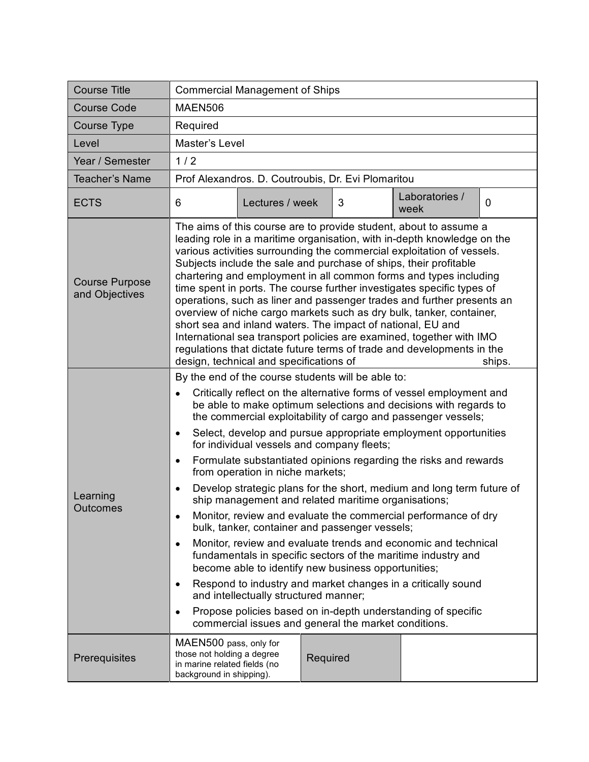| | | | | | |
|---|---|---|---|---|---|
| Course Title | Commercial Management of Ships | | | | |
| Course Code | MAEN506 | | | | |
| Course Type | Required | | | | |
| Level | Master's Level | | | | |
| Year / Semester | 1 / 2 | | | | |
| Teacher's Name | Prof Alexandros. D. Coutroubis, Dr. Evi Plomaritou | | | | |
| ECTS | 6 | Lectures / week | 3 | Laboratories / week | 0 |
| Course Purpose and Objectives | The aims of this course are to provide student, about to assume a leading role in a maritime organisation, with in-depth knowledge on the various activities surrounding the commercial exploitation of vessels. Subjects include the sale and purchase of ships, their profitable chartering and employment in all common forms and types including time spent in ports. The course further investigates specific types of operations, such as liner and passenger trades and further presents an overview of niche cargo markets such as dry bulk, tanker, container, short sea and inland waters. The impact of national, EU and International sea transport policies are examined, together with IMO regulations that dictate future terms of trade and developments in the design, technical and specifications of ships. | | | | |
| Learning Outcomes | By the end of the course students will be able to:<br>• Critically reflect on the alternative forms of vessel employment and be able to make optimum selections and decisions with regards to the commercial exploitability of cargo and passenger vessels;<br>• Select, develop and pursue appropriate employment opportunities for individual vessels and company fleets;<br>• Formulate substantiated opinions regarding the risks and rewards from operation in niche markets;<br>• Develop strategic plans for the short, medium and long term future of ship management and related maritime organisations;<br>• Monitor, review and evaluate the commercial performance of dry bulk, tanker, container and passenger vessels;<br>• Monitor, review and evaluate trends and economic and technical fundamentals in specific sectors of the maritime industry and become able to identify new business opportunities;<br>• Respond to industry and market changes in a critically sound and intellectually structured manner;<br>• Propose policies based on in-depth understanding of specific commercial issues and general the market conditions. | | | | |
| Prerequisites | MAEN500 pass, only for those not holding a degree in marine related fields (no background in shipping). | Required | | | |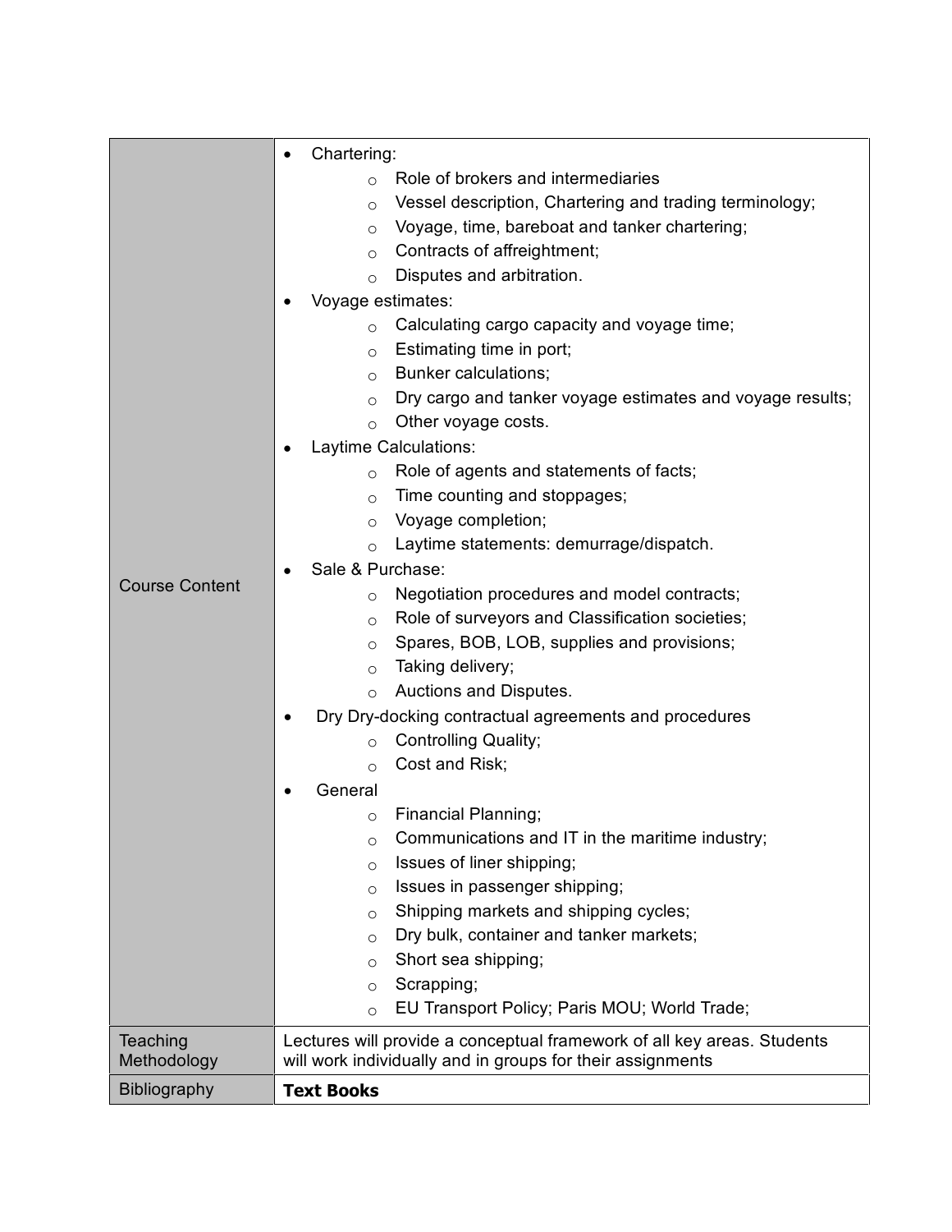| | |
|---|---|
| Course Content | • Chartering:<br>  ○ Role of brokers and intermediaries<br>  ○ Vessel description, Chartering and trading terminology;<br>  ○ Voyage, time, bareboat and tanker chartering;<br>  ○ Contracts of affreightment;<br>  ○ Disputes and arbitration.<br>• Voyage estimates:<br>  ○ Calculating cargo capacity and voyage time;<br>  ○ Estimating time in port;<br>  ○ Bunker calculations;<br>  ○ Dry cargo and tanker voyage estimates and voyage results;<br>  ○ Other voyage costs.<br>• Laytime Calculations:<br>  ○ Role of agents and statements of facts;<br>  ○ Time counting and stoppages;<br>  ○ Voyage completion;<br>  ○ Laytime statements: demurrage/dispatch.<br>• Sale & Purchase:<br>  ○ Negotiation procedures and model contracts;<br>  ○ Role of surveyors and Classification societies;<br>  ○ Spares, BOB, LOB, supplies and provisions;<br>  ○ Taking delivery;<br>  ○ Auctions and Disputes.<br>• Dry Dry-docking contractual agreements and procedures<br>  ○ Controlling Quality;<br>  ○ Cost and Risk;<br>• General<br>  ○ Financial Planning;<br>  ○ Communications and IT in the maritime industry;<br>  ○ Issues of liner shipping;<br>  ○ Issues in passenger shipping;<br>  ○ Shipping markets and shipping cycles;<br>  ○ Dry bulk, container and tanker markets;<br>  ○ Short sea shipping;<br>  ○ Scrapping;<br>  ○ EU Transport Policy; Paris MOU; World Trade; |
| Teaching Methodology | Lectures will provide a conceptual framework of all key areas. Students will work individually and in groups for their assignments |
| Bibliography | **Text Books** |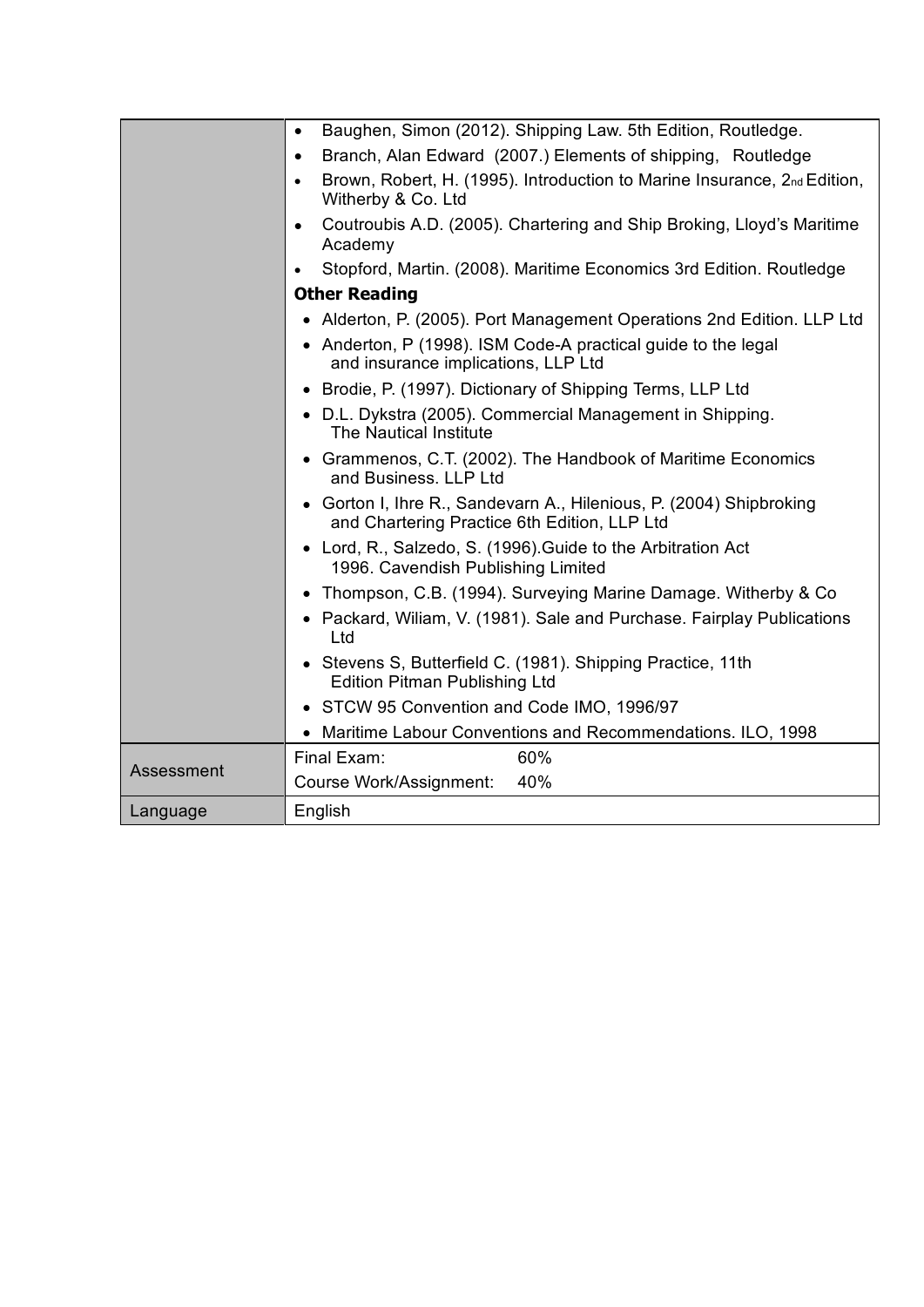| | |
|---|---|
| | • Baughen, Simon (2012). Shipping Law. 5th Edition, Routledge.<br>• Branch, Alan Edward (2007.) Elements of shipping, Routledge<br>• Brown, Robert, H. (1995). Introduction to Marine Insurance, 2nd Edition, Witherby & Co. Ltd<br>• Coutroubis A.D. (2005). Chartering and Ship Broking, Lloyd's Maritime Academy<br>• Stopford, Martin. (2008). Maritime Economics 3rd Edition. Routledge<br>**Other Reading**<br>• Alderton, P. (2005). Port Management Operations 2nd Edition. LLP Ltd<br>• Anderton, P (1998). ISM Code-A practical guide to the legal and insurance implications, LLP Ltd<br>• Brodie, P. (1997). Dictionary of Shipping Terms, LLP Ltd<br>• D.L. Dykstra (2005). Commercial Management in Shipping. The Nautical Institute<br>• Grammenos, C.T. (2002). The Handbook of Maritime Economics and Business. LLP Ltd<br>• Gorton I, Ihre R., Sandevarn A., Hilenious, P. (2004) Shipbroking and Chartering Practice 6th Edition, LLP Ltd<br>• Lord, R., Salzedo, S. (1996).Guide to the Arbitration Act 1996. Cavendish Publishing Limited<br>• Thompson, C.B. (1994). Surveying Marine Damage. Witherby & Co<br>• Packard, Wiliam, V. (1981). Sale and Purchase. Fairplay Publications Ltd<br>• Stevens S, Butterfield C. (1981). Shipping Practice, 11th Edition Pitman Publishing Ltd<br>• STCW 95 Convention and Code IMO, 1996/97<br>• Maritime Labour Conventions and Recommendations. ILO, 1998 |
| Assessment | Final Exam: 60%<br>Course Work/Assignment: 40% |
| Language | English |